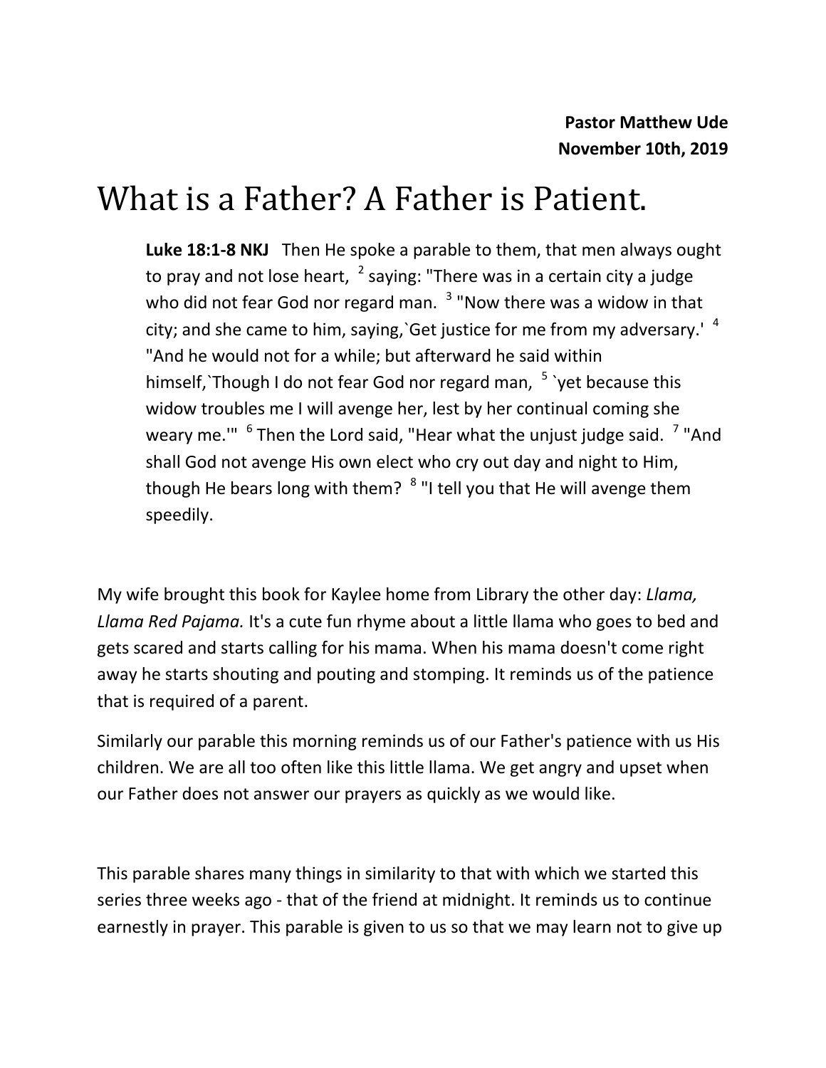**Pastor Matthew Ude**
**November 10th, 2019**

# What is a Father? A Father is Patient.

> **Luke 18:1-8 NKJ** Then He spoke a parable to them, that men always ought to pray and not lose heart, [2] saying: "There was in a certain city a judge who did not fear God nor regard man. [3] "Now there was a widow in that city; and she came to him, saying,`Get justice for me from my adversary.' [4] "And he would not for a while; but afterward he said within himself,`Though I do not fear God nor regard man, [5] `yet because this widow troubles me I will avenge her, lest by her continual coming she weary me.'" [6] Then the Lord said, "Hear what the unjust judge said. [7] "And shall God not avenge His own elect who cry out day and night to Him, though He bears long with them? [8] "I tell you that He will avenge them speedily.

My wife brought this book for Kaylee home from Library the other day: *Llama, Llama Red Pajama.* It's a cute fun rhyme about a little llama who goes to bed and gets scared and starts calling for his mama. When his mama doesn't come right away he starts shouting and pouting and stomping. It reminds us of the patience that is required of a parent.

Similarly our parable this morning reminds us of our Father's patience with us His children. We are all too often like this little llama. We get angry and upset when our Father does not answer our prayers as quickly as we would like.

This parable shares many things in similarity to that with which we started this series three weeks ago - that of the friend at midnight. It reminds us to continue earnestly in prayer. This parable is given to us so that we may learn not to give up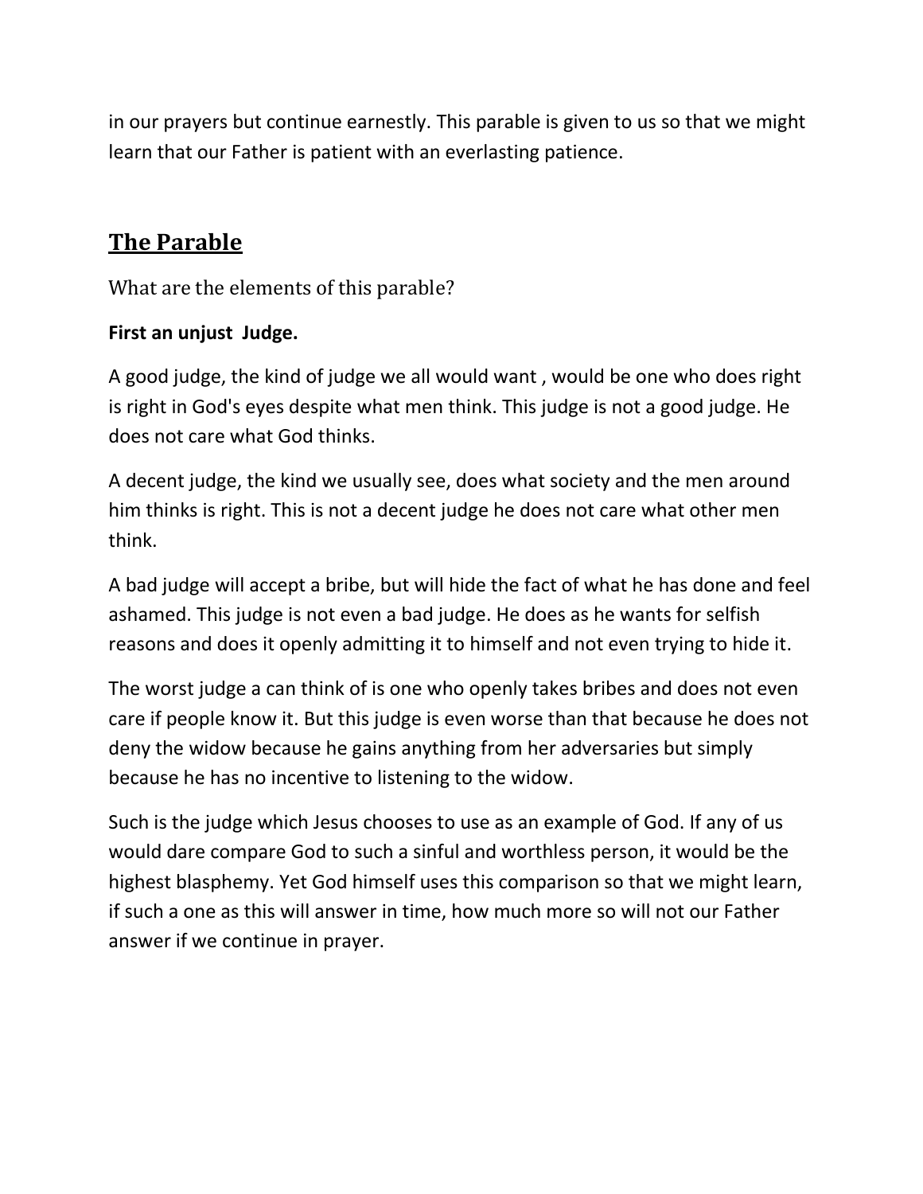in our prayers but continue earnestly. This parable is given to us so that we might learn that our Father is patient with an everlasting patience.

## The Parable

What are the elements of this parable?

**First an unjust Judge.**

A good judge, the kind of judge we all would want , would be one who does right is right in God's eyes despite what men think. This judge is not a good judge. He does not care what God thinks.

A decent judge, the kind we usually see, does what society and the men around him thinks is right. This is not a decent judge he does not care what other men think.

A bad judge will accept a bribe, but will hide the fact of what he has done and feel ashamed. This judge is not even a bad judge. He does as he wants for selfish reasons and does it openly admitting it to himself and not even trying to hide it.

The worst judge a can think of is one who openly takes bribes and does not even care if people know it. But this judge is even worse than that because he does not deny the widow because he gains anything from her adversaries but simply because he has no incentive to listening to the widow.

Such is the judge which Jesus chooses to use as an example of God. If any of us would dare compare God to such a sinful and worthless person, it would be the highest blasphemy. Yet God himself uses this comparison so that we might learn, if such a one as this will answer in time, how much more so will not our Father answer if we continue in prayer.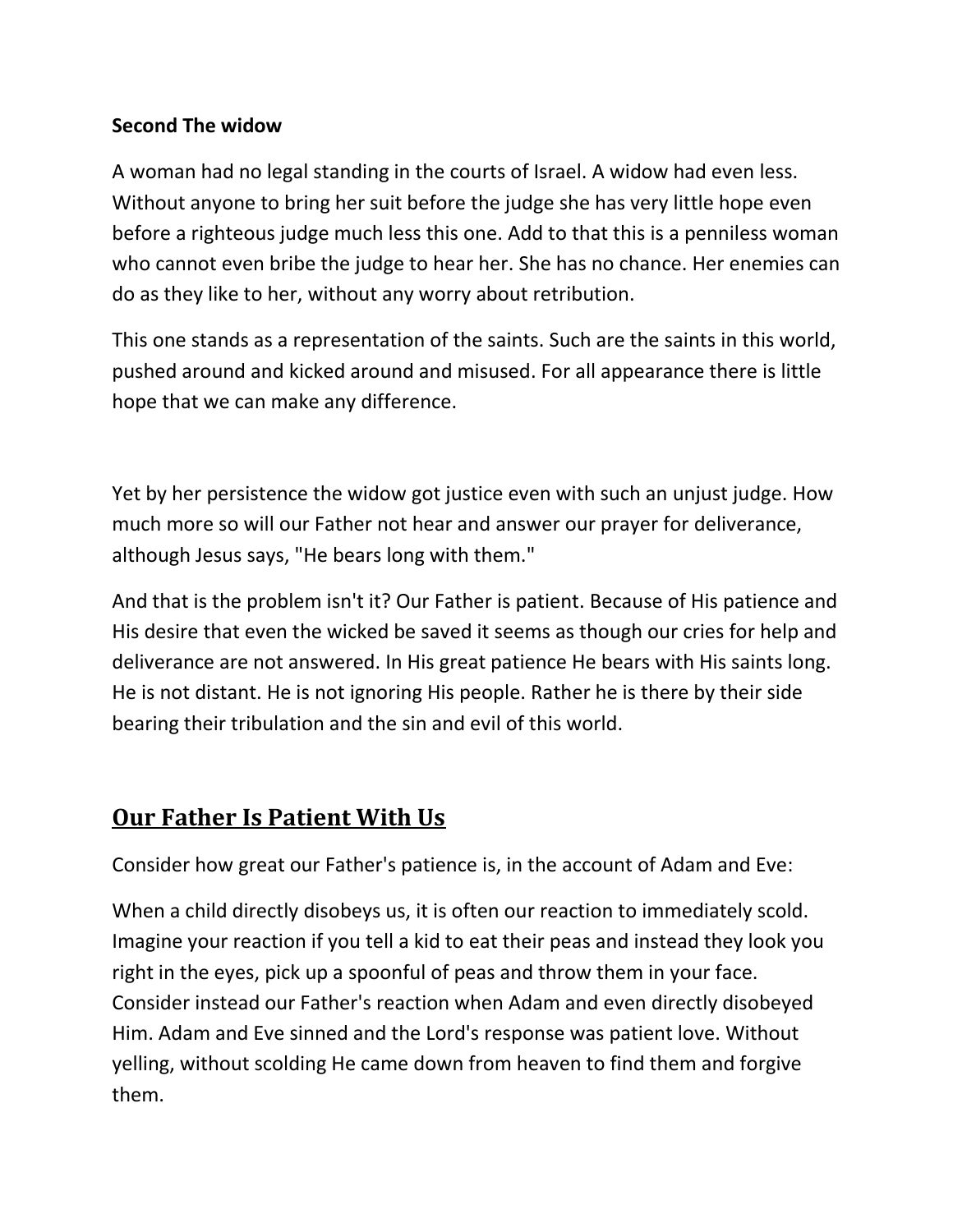**Second The widow**

A woman had no legal standing in the courts of Israel. A widow had even less. Without anyone to bring her suit before the judge she has very little hope even before a righteous judge much less this one. Add to that this is a penniless woman who cannot even bribe the judge to hear her. She has no chance. Her enemies can do as they like to her, without any worry about retribution.

This one stands as a representation of the saints. Such are the saints in this world, pushed around and kicked around and misused. For all appearance there is little hope that we can make any difference.

Yet by her persistence the widow got justice even with such an unjust judge. How much more so will our Father not hear and answer our prayer for deliverance, although Jesus says, "He bears long with them."

And that is the problem isn't it? Our Father is patient. Because of His patience and His desire that even the wicked be saved it seems as though our cries for help and deliverance are not answered. In His great patience He bears with His saints long. He is not distant. He is not ignoring His people. Rather he is there by their side bearing their tribulation and the sin and evil of this world.

## <u>Our Father Is Patient With Us</u>

Consider how great our Father's patience is, in the account of Adam and Eve:

When a child directly disobeys us, it is often our reaction to immediately scold. Imagine your reaction if you tell a kid to eat their peas and instead they look you right in the eyes, pick up a spoonful of peas and throw them in your face. Consider instead our Father's reaction when Adam and even directly disobeyed Him. Adam and Eve sinned and the Lord's response was patient love. Without yelling, without scolding He came down from heaven to find them and forgive them.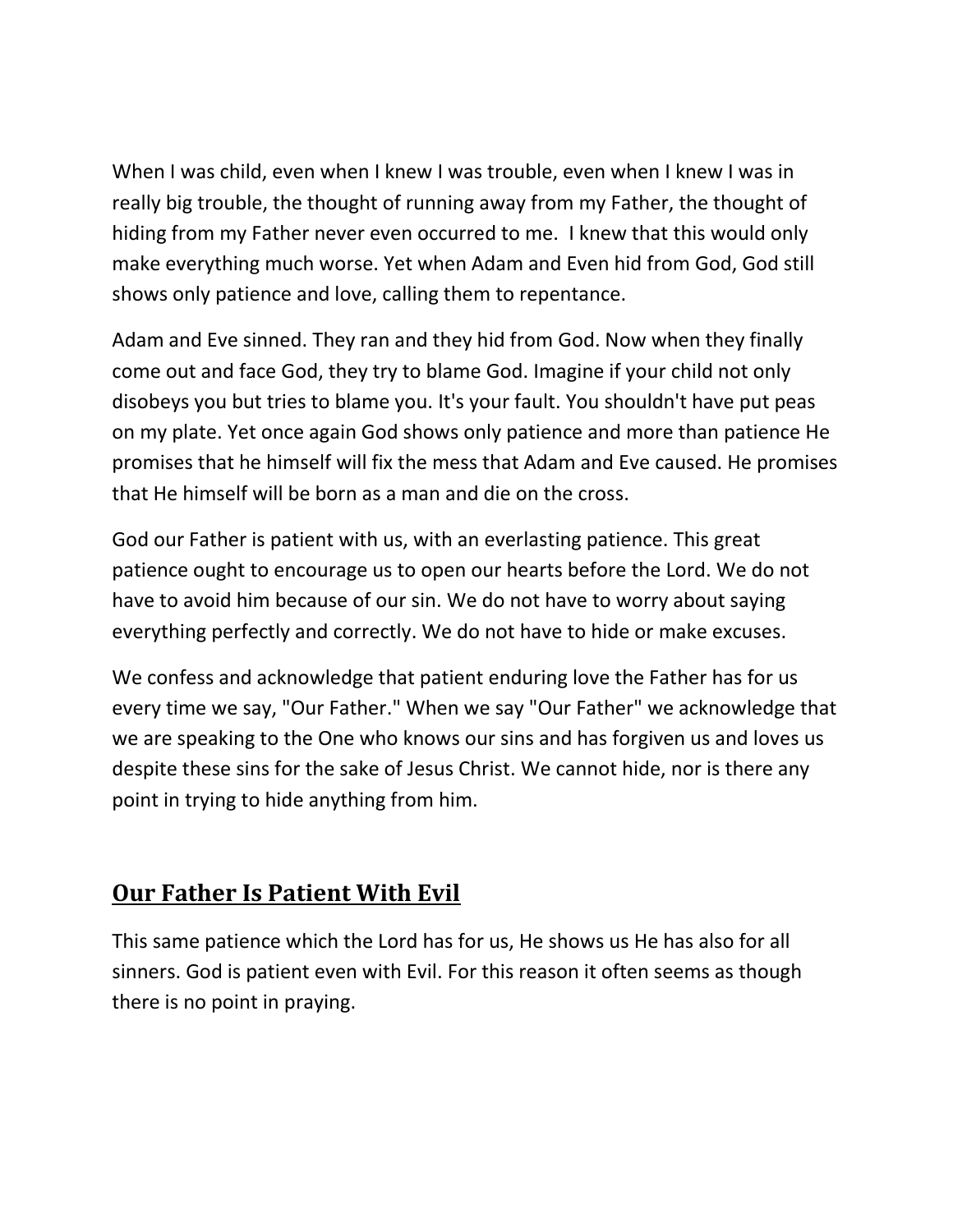When I was child, even when I knew I was trouble, even when I knew I was in really big trouble, the thought of running away from my Father, the thought of hiding from my Father never even occurred to me.  I knew that this would only make everything much worse. Yet when Adam and Even hid from God, God still shows only patience and love, calling them to repentance.

Adam and Eve sinned. They ran and they hid from God. Now when they finally come out and face God, they try to blame God. Imagine if your child not only disobeys you but tries to blame you. It's your fault. You shouldn't have put peas on my plate. Yet once again God shows only patience and more than patience He promises that he himself will fix the mess that Adam and Eve caused. He promises that He himself will be born as a man and die on the cross.

God our Father is patient with us, with an everlasting patience. This great patience ought to encourage us to open our hearts before the Lord. We do not have to avoid him because of our sin. We do not have to worry about saying everything perfectly and correctly. We do not have to hide or make excuses.

We confess and acknowledge that patient enduring love the Father has for us every time we say, "Our Father." When we say "Our Father" we acknowledge that we are speaking to the One who knows our sins and has forgiven us and loves us despite these sins for the sake of Jesus Christ. We cannot hide, nor is there any point in trying to hide anything from him.

## Our Father Is Patient With Evil

This same patience which the Lord has for us, He shows us He has also for all sinners. God is patient even with Evil. For this reason it often seems as though there is no point in praying.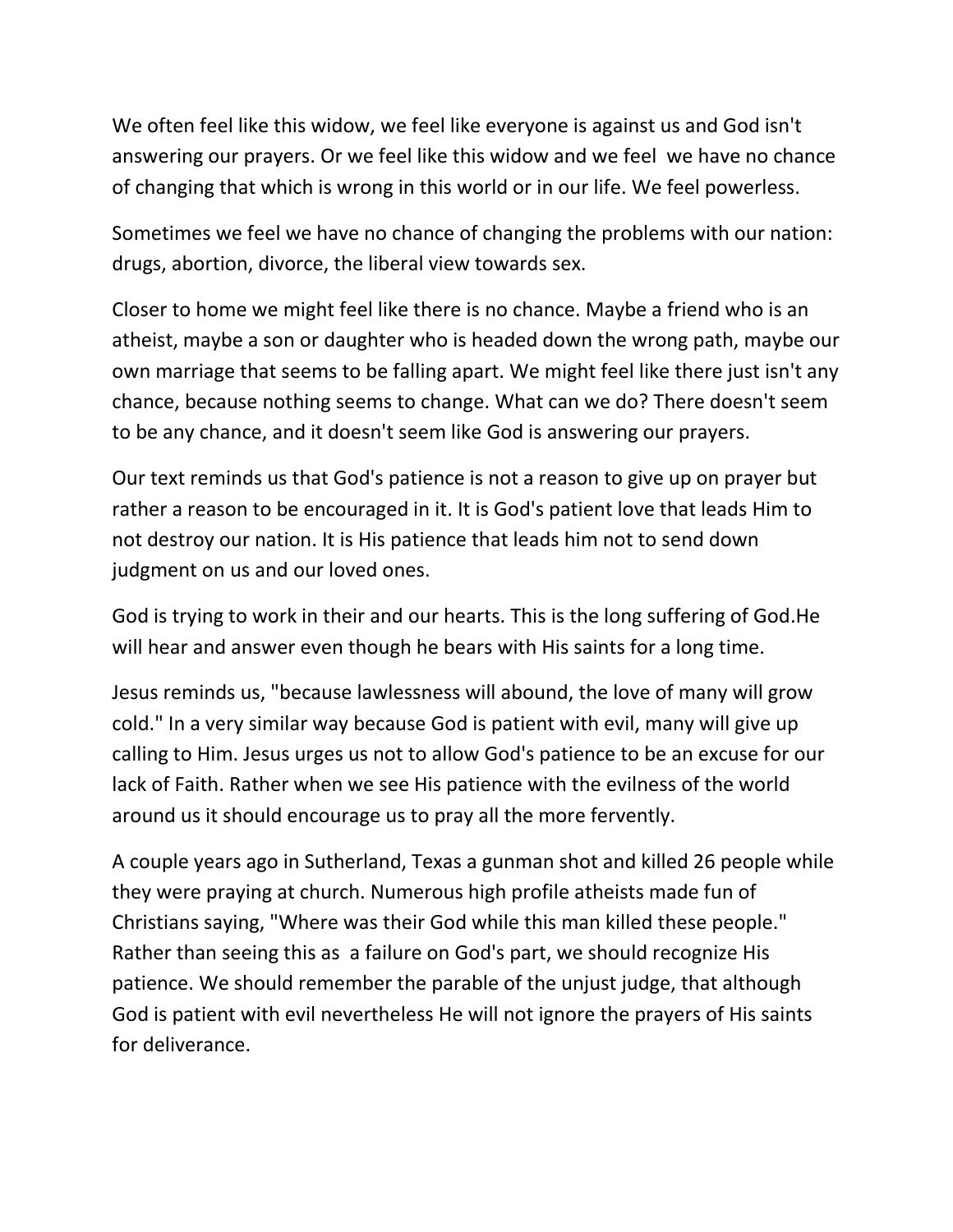We often feel like this widow, we feel like everyone is against us and God isn't answering our prayers. Or we feel like this widow and we feel we have no chance of changing that which is wrong in this world or in our life. We feel powerless.

Sometimes we feel we have no chance of changing the problems with our nation: drugs, abortion, divorce, the liberal view towards sex.

Closer to home we might feel like there is no chance. Maybe a friend who is an atheist, maybe a son or daughter who is headed down the wrong path, maybe our own marriage that seems to be falling apart. We might feel like there just isn't any chance, because nothing seems to change. What can we do? There doesn't seem to be any chance, and it doesn't seem like God is answering our prayers.

Our text reminds us that God's patience is not a reason to give up on prayer but rather a reason to be encouraged in it. It is God's patient love that leads Him to not destroy our nation. It is His patience that leads him not to send down judgment on us and our loved ones.

God is trying to work in their and our hearts. This is the long suffering of God.He will hear and answer even though he bears with His saints for a long time.

Jesus reminds us, "because lawlessness will abound, the love of many will grow cold." In a very similar way because God is patient with evil, many will give up calling to Him. Jesus urges us not to allow God's patience to be an excuse for our lack of Faith. Rather when we see His patience with the evilness of the world around us it should encourage us to pray all the more fervently.

A couple years ago in Sutherland, Texas a gunman shot and killed 26 people while they were praying at church. Numerous high profile atheists made fun of Christians saying, "Where was their God while this man killed these people." Rather than seeing this as a failure on God's part, we should recognize His patience. We should remember the parable of the unjust judge, that although God is patient with evil nevertheless He will not ignore the prayers of His saints for deliverance.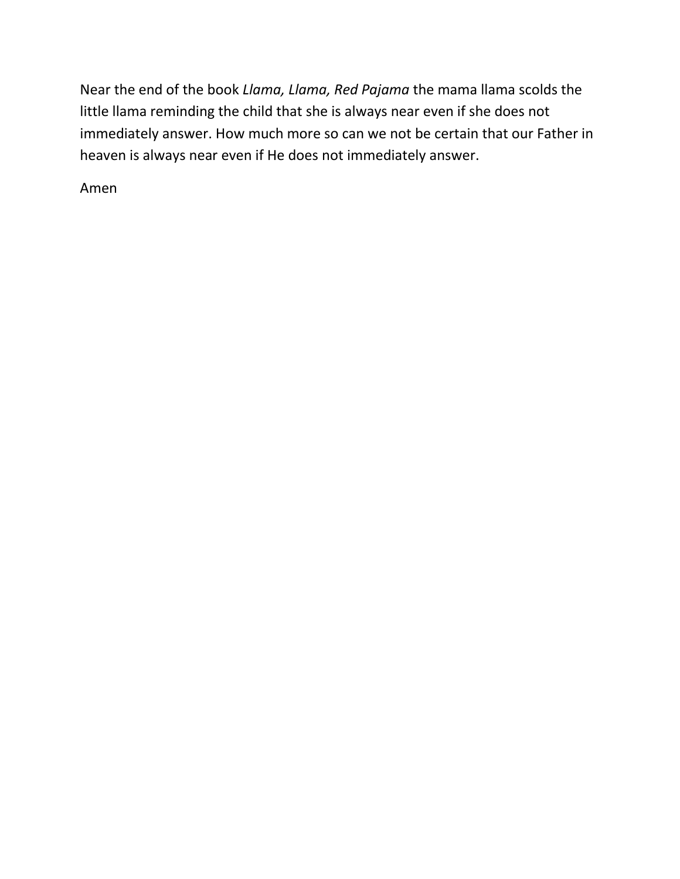Near the end of the book *Llama, Llama, Red Pajama* the mama llama scolds the little llama reminding the child that she is always near even if she does not immediately answer. How much more so can we not be certain that our Father in heaven is always near even if He does not immediately answer.

Amen